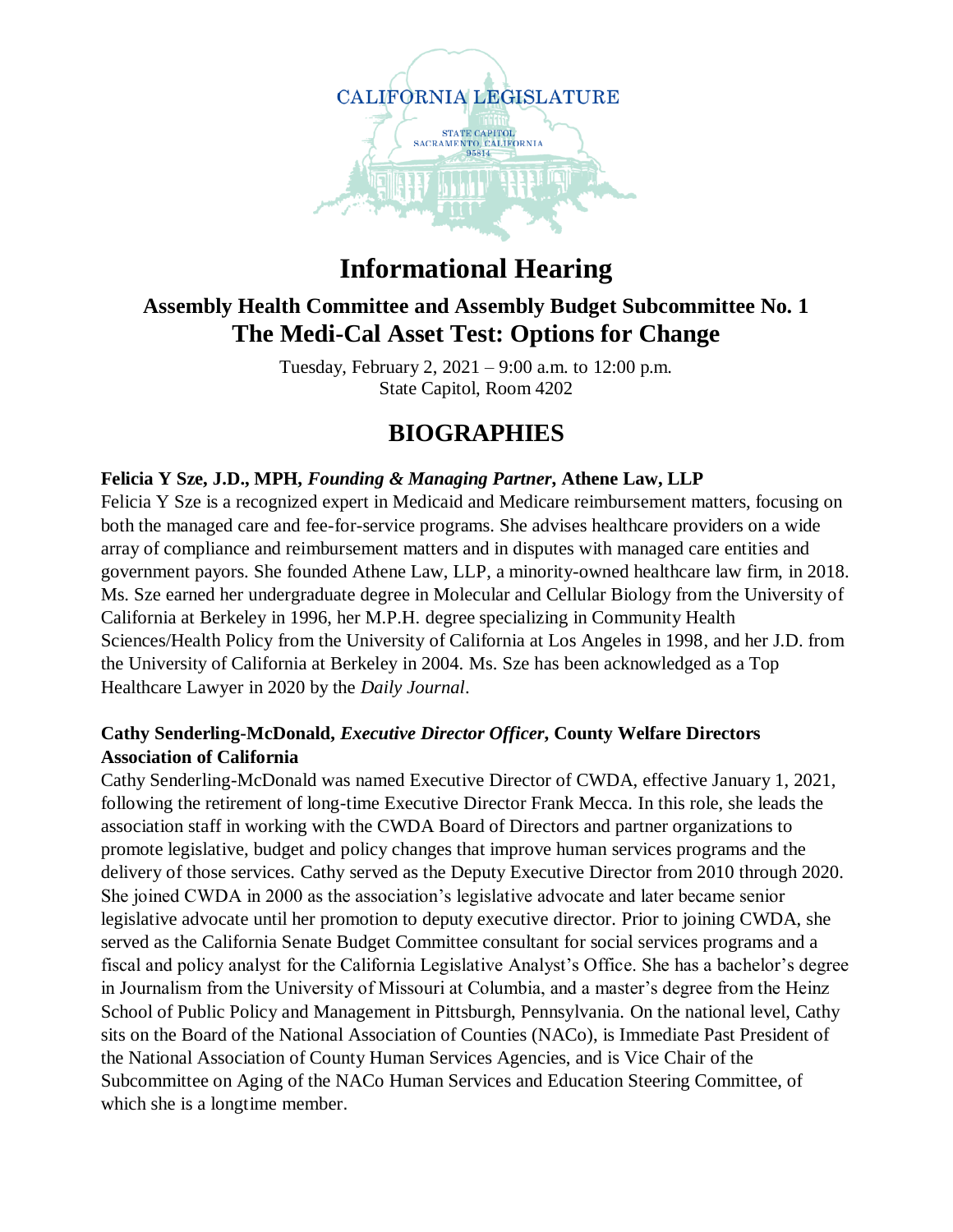CALIFORNIA LEGISLATURE

STATE CAPITOL
SACRAMENTO, CALIFORNIA
95814

# Informational Hearing

## Assembly Health Committee and Assembly Budget Subcommittee No. 1
## The Medi-Cal Asset Test: Options for Change

Tuesday, February 2, 2021 – 9:00 a.m. to 12:00 p.m.
State Capitol, Room 4202

# BIOGRAPHIES

**Felicia Y Sze, J.D., MPH, *Founding & Managing Partner*, Athene Law, LLP**

Felicia Y Sze is a recognized expert in Medicaid and Medicare reimbursement matters, focusing on both the managed care and fee-for-service programs. She advises healthcare providers on a wide array of compliance and reimbursement matters and in disputes with managed care entities and government payors. She founded Athene Law, LLP, a minority-owned healthcare law firm, in 2018. Ms. Sze earned her undergraduate degree in Molecular and Cellular Biology from the University of California at Berkeley in 1996, her M.P.H. degree specializing in Community Health Sciences/Health Policy from the University of California at Los Angeles in 1998, and her J.D. from the University of California at Berkeley in 2004. Ms. Sze has been acknowledged as a Top Healthcare Lawyer in 2020 by the *Daily Journal*.

**Cathy Senderling-McDonald, *Executive Director Officer*, County Welfare Directors Association of California**

Cathy Senderling-McDonald was named Executive Director of CWDA, effective January 1, 2021, following the retirement of long-time Executive Director Frank Mecca. In this role, she leads the association staff in working with the CWDA Board of Directors and partner organizations to promote legislative, budget and policy changes that improve human services programs and the delivery of those services. Cathy served as the Deputy Executive Director from 2010 through 2020. She joined CWDA in 2000 as the association's legislative advocate and later became senior legislative advocate until her promotion to deputy executive director. Prior to joining CWDA, she served as the California Senate Budget Committee consultant for social services programs and a fiscal and policy analyst for the California Legislative Analyst's Office. She has a bachelor's degree in Journalism from the University of Missouri at Columbia, and a master's degree from the Heinz School of Public Policy and Management in Pittsburgh, Pennsylvania. On the national level, Cathy sits on the Board of the National Association of Counties (NACo), is Immediate Past President of the National Association of County Human Services Agencies, and is Vice Chair of the Subcommittee on Aging of the NACo Human Services and Education Steering Committee, of which she is a longtime member.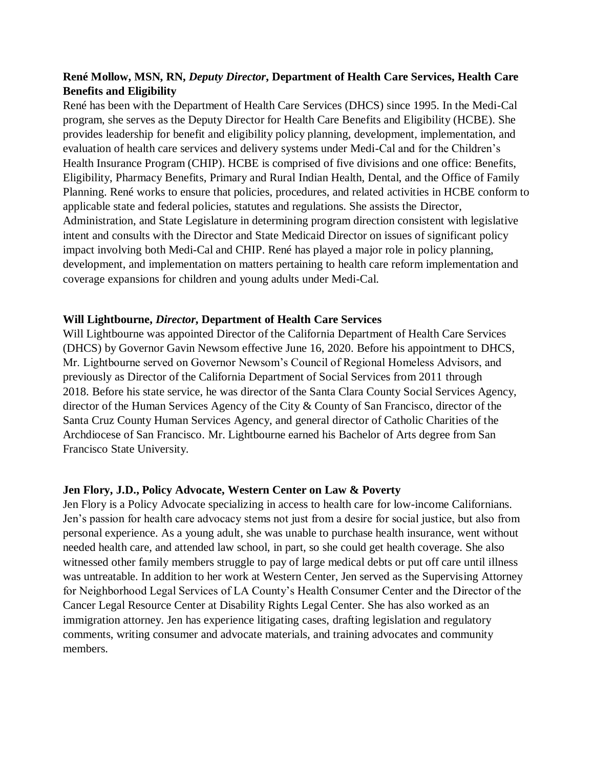**René Mollow, MSN, RN, *Deputy Director*, Department of Health Care Services, Health Care Benefits and Eligibility**

René has been with the Department of Health Care Services (DHCS) since 1995. In the Medi-Cal program, she serves as the Deputy Director for Health Care Benefits and Eligibility (HCBE). She provides leadership for benefit and eligibility policy planning, development, implementation, and evaluation of health care services and delivery systems under Medi-Cal and for the Children's Health Insurance Program (CHIP). HCBE is comprised of five divisions and one office: Benefits, Eligibility, Pharmacy Benefits, Primary and Rural Indian Health, Dental, and the Office of Family Planning. René works to ensure that policies, procedures, and related activities in HCBE conform to applicable state and federal policies, statutes and regulations. She assists the Director, Administration, and State Legislature in determining program direction consistent with legislative intent and consults with the Director and State Medicaid Director on issues of significant policy impact involving both Medi-Cal and CHIP. René has played a major role in policy planning, development, and implementation on matters pertaining to health care reform implementation and coverage expansions for children and young adults under Medi-Cal.

**Will Lightbourne, *Director*, Department of Health Care Services**

Will Lightbourne was appointed Director of the California Department of Health Care Services (DHCS) by Governor Gavin Newsom effective June 16, 2020. Before his appointment to DHCS, Mr. Lightbourne served on Governor Newsom's Council of Regional Homeless Advisors, and previously as Director of the California Department of Social Services from 2011 through 2018. Before his state service, he was director of the Santa Clara County Social Services Agency, director of the Human Services Agency of the City & County of San Francisco, director of the Santa Cruz County Human Services Agency, and general director of Catholic Charities of the Archdiocese of San Francisco. Mr. Lightbourne earned his Bachelor of Arts degree from San Francisco State University.

**Jen Flory, J.D., Policy Advocate, Western Center on Law & Poverty**

Jen Flory is a Policy Advocate specializing in access to health care for low-income Californians. Jen's passion for health care advocacy stems not just from a desire for social justice, but also from personal experience. As a young adult, she was unable to purchase health insurance, went without needed health care, and attended law school, in part, so she could get health coverage. She also witnessed other family members struggle to pay of large medical debts or put off care until illness was untreatable. In addition to her work at Western Center, Jen served as the Supervising Attorney for Neighborhood Legal Services of LA County's Health Consumer Center and the Director of the Cancer Legal Resource Center at Disability Rights Legal Center. She has also worked as an immigration attorney. Jen has experience litigating cases, drafting legislation and regulatory comments, writing consumer and advocate materials, and training advocates and community members.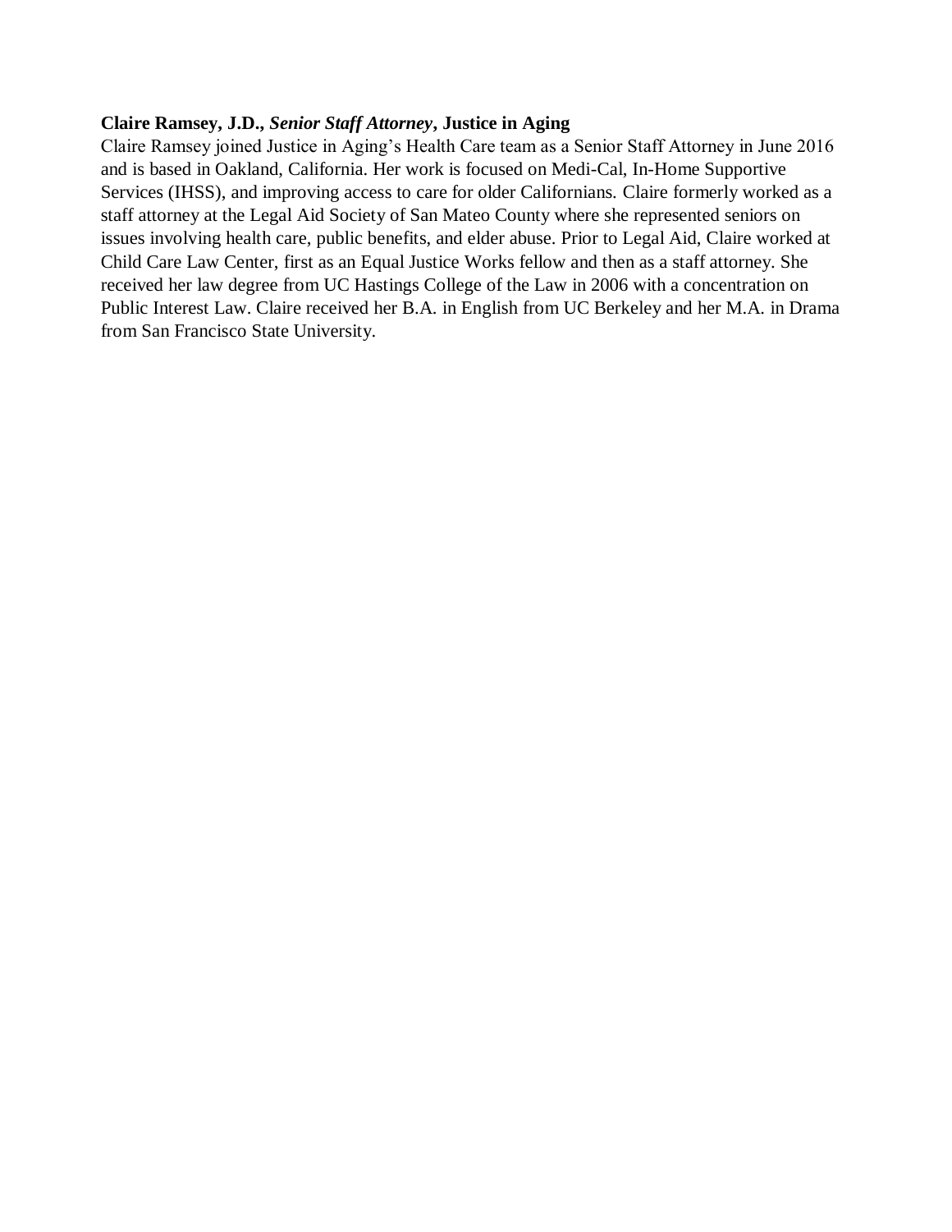**Claire Ramsey, J.D.,** ***Senior Staff Attorney*****, Justice in Aging**

Claire Ramsey joined Justice in Aging's Health Care team as a Senior Staff Attorney in June 2016 and is based in Oakland, California. Her work is focused on Medi-Cal, In-Home Supportive Services (IHSS), and improving access to care for older Californians. Claire formerly worked as a staff attorney at the Legal Aid Society of San Mateo County where she represented seniors on issues involving health care, public benefits, and elder abuse. Prior to Legal Aid, Claire worked at Child Care Law Center, first as an Equal Justice Works fellow and then as a staff attorney. She received her law degree from UC Hastings College of the Law in 2006 with a concentration on Public Interest Law. Claire received her B.A. in English from UC Berkeley and her M.A. in Drama from San Francisco State University.